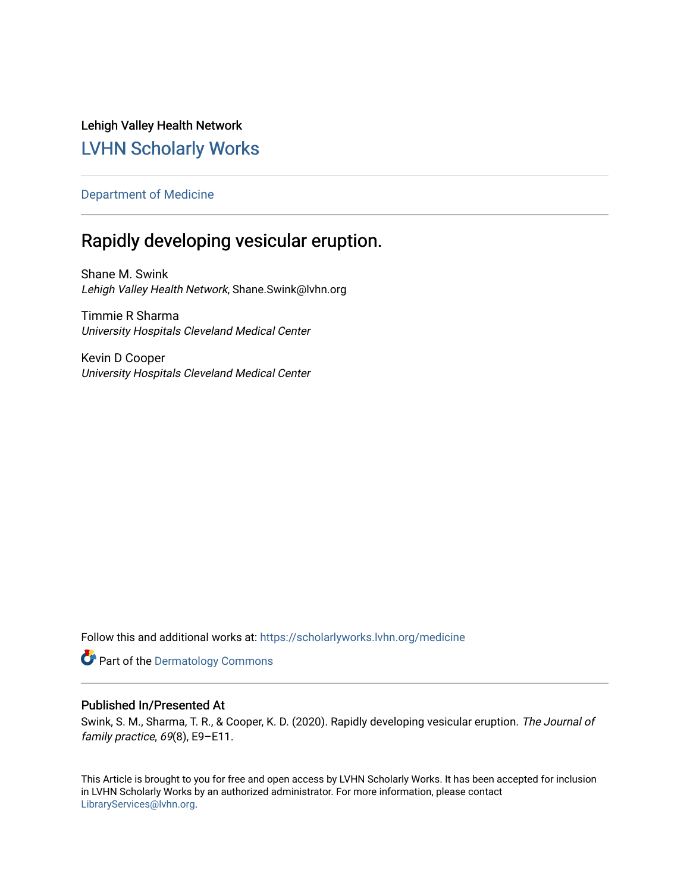Lehigh Valley Health Network

## LVHN Scholarly Works

Department of Medicine

# Rapidly developing vesicular eruption.

Shane M. Swink
*Lehigh Valley Health Network*, Shane.Swink@lvhn.org

Timmie R Sharma
*University Hospitals Cleveland Medical Center*

Kevin D Cooper
*University Hospitals Cleveland Medical Center*

Follow this and additional works at: https://scholarlyworks.lvhn.org/medicine

Part of the Dermatology Commons

### Published In/Presented At

Swink, S. M., Sharma, T. R., & Cooper, K. D. (2020). Rapidly developing vesicular eruption. *The Journal of family practice*, *69*(8), E9–E11.

This Article is brought to you for free and open access by LVHN Scholarly Works. It has been accepted for inclusion in LVHN Scholarly Works by an authorized administrator. For more information, please contact LibraryServices@lvhn.org.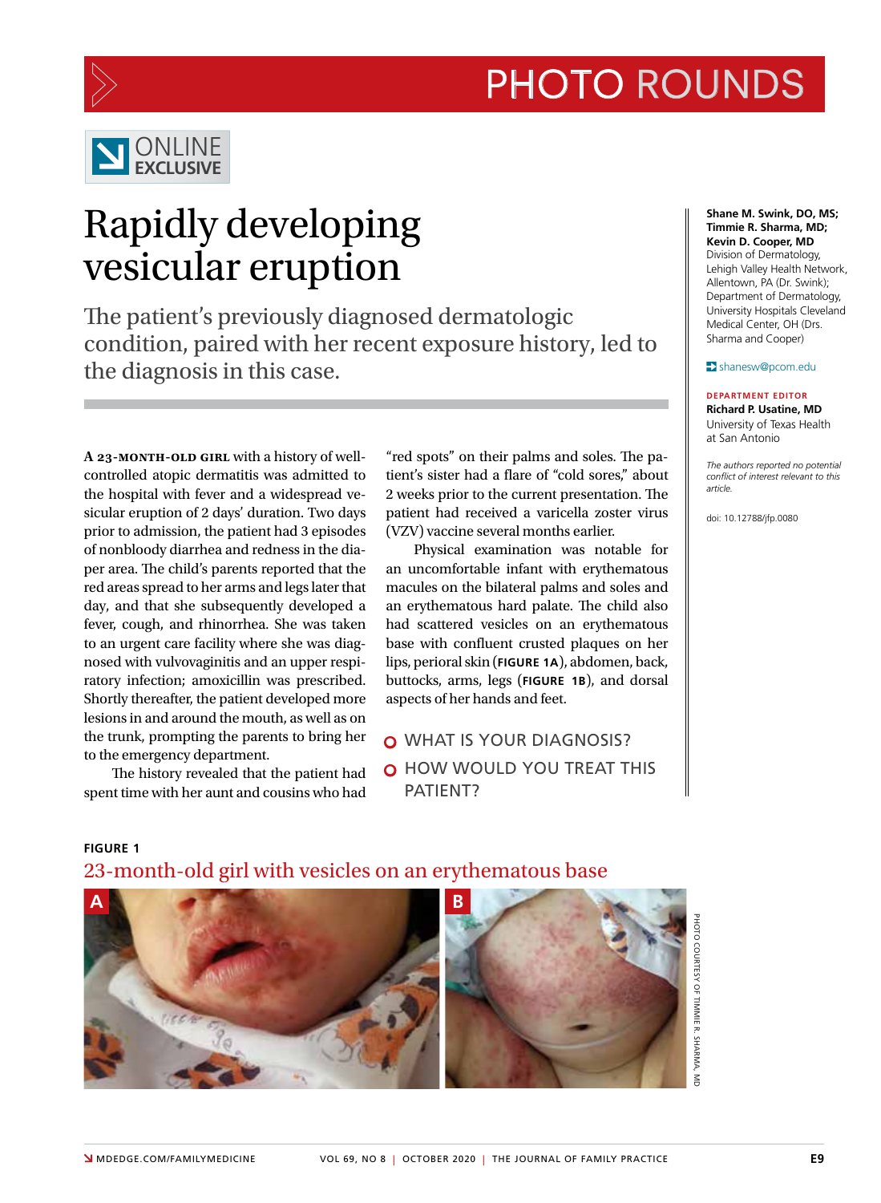PHOTO ROUNDS

ONLINE EXCLUSIVE

# Rapidly developing vesicular eruption

## The patient's previously diagnosed dermatologic condition, paired with her recent exposure history, led to the diagnosis in this case.

**Shane M. Swink, DO, MS; Timmie R. Sharma, MD; Kevin D. Cooper, MD**
Division of Dermatology, Lehigh Valley Health Network, Allentown, PA (Dr. Swink); Department of Dermatology, University Hospitals Cleveland Medical Center, OH (Drs. Sharma and Cooper)

shanesw@pcom.edu

**DEPARTMENT EDITOR**
**Richard P. Usatine, MD**
University of Texas Health at San Antonio

*The authors reported no potential conflict of interest relevant to this article.*

doi: 10.12788/jfp.0080

**A 23-MONTH-OLD GIRL** with a history of well-controlled atopic dermatitis was admitted to the hospital with fever and a widespread vesicular eruption of 2 days' duration. Two days prior to admission, the patient had 3 episodes of nonbloody diarrhea and redness in the diaper area. The child's parents reported that the red areas spread to her arms and legs later that day, and that she subsequently developed a fever, cough, and rhinorrhea. She was taken to an urgent care facility where she was diagnosed with vulvovaginitis and an upper respiratory infection; amoxicillin was prescribed. Shortly thereafter, the patient developed more lesions in and around the mouth, as well as on the trunk, prompting the parents to bring her to the emergency department.

The history revealed that the patient had spent time with her aunt and cousins who had "red spots" on their palms and soles. The patient's sister had a flare of "cold sores," about 2 weeks prior to the current presentation. The patient had received a varicella zoster virus (VZV) vaccine several months earlier.

Physical examination was notable for an uncomfortable infant with erythematous macules on the bilateral palms and soles and an erythematous hard palate. The child also had scattered vesicles on an erythematous base with confluent crusted plaques on her lips, perioral skin (**FIGURE 1A**), abdomen, back, buttocks, arms, legs (**FIGURE 1B**), and dorsal aspects of her hands and feet.

- WHAT IS YOUR DIAGNOSIS?
- HOW WOULD YOU TREAT THIS PATIENT?

**FIGURE 1**
23-month-old girl with vesicles on an erythematous base

PHOTO COURTESY OF TIMMIE R. SHARMA, MD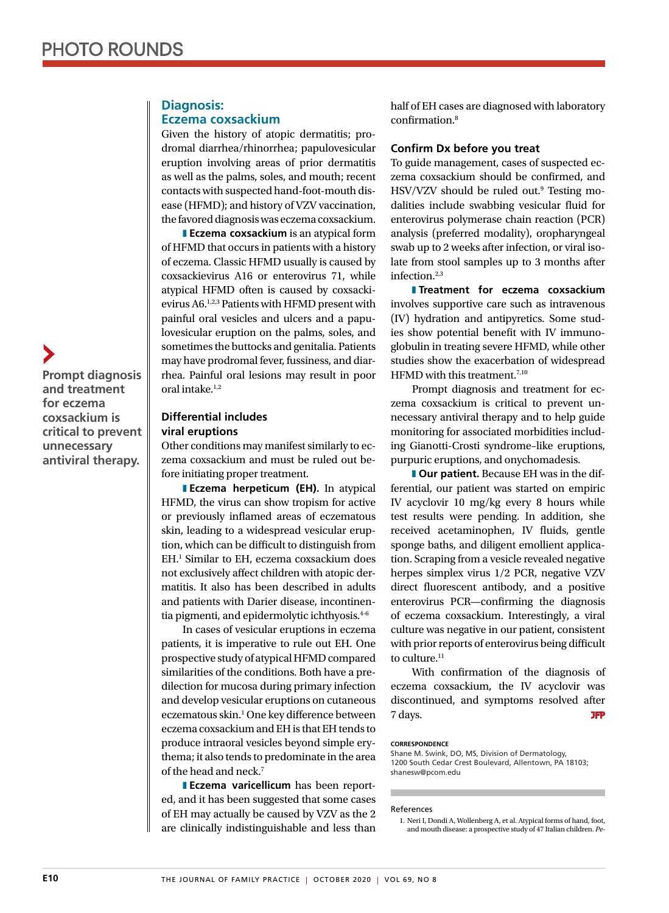## Diagnosis: Eczema coxsackium

Given the history of atopic dermatitis; prodromal diarrhea/rhinorrhea; papulovesicular eruption involving areas of prior dermatitis as well as the palms, soles, and mouth; recent contacts with suspected hand-foot-mouth disease (HFMD); and history of VZV vaccination, the favored diagnosis was eczema coxsackium.

**Eczema coxsackium** is an atypical form of HFMD that occurs in patients with a history of eczema. Classic HFMD usually is caused by coxsackievirus A16 or enterovirus 71, while atypical HFMD often is caused by coxsackievirus A6.[1,2,3] Patients with HFMD present with painful oral vesicles and ulcers and a papulovesicular eruption on the palms, soles, and sometimes the buttocks and genitalia. Patients may have prodromal fever, fussiness, and diarrhea. Painful oral lesions may result in poor oral intake.[1,2]

**Prompt diagnosis and treatment for eczema coxsackium is critical to prevent unnecessary antiviral therapy.**

### Differential includes viral eruptions

Other conditions may manifest similarly to eczema coxsackium and must be ruled out before initiating proper treatment.

**Eczema herpeticum (EH).** In atypical HFMD, the virus can show tropism for active or previously inflamed areas of eczematous skin, leading to a widespread vesicular eruption, which can be difficult to distinguish from EH.[1] Similar to EH, eczema coxsackium does not exclusively affect children with atopic dermatitis. It also has been described in adults and patients with Darier disease, incontinentia pigmenti, and epidermolytic ichthyosis.[4-6]

In cases of vesicular eruptions in eczema patients, it is imperative to rule out EH. One prospective study of atypical HFMD compared similarities of the conditions. Both have a predilection for mucosa during primary infection and develop vesicular eruptions on cutaneous eczematous skin.[1] One key difference between eczema coxsackium and EH is that EH tends to produce intraoral vesicles beyond simple erythema; it also tends to predominate in the area of the head and neck.[7]

**Eczema varicellicum** has been reported, and it has been suggested that some cases of EH may actually be caused by VZV as the 2 are clinically indistinguishable and less than half of EH cases are diagnosed with laboratory confirmation.[8]

### Confirm Dx before you treat

To guide management, cases of suspected eczema coxsackium should be confirmed, and HSV/VZV should be ruled out.[9] Testing modalities include swabbing vesicular fluid for enterovirus polymerase chain reaction (PCR) analysis (preferred modality), oropharyngeal swab up to 2 weeks after infection, or viral isolate from stool samples up to 3 months after infection.[2,3]

**Treatment for eczema coxsackium** involves supportive care such as intravenous (IV) hydration and antipyretics. Some studies show potential benefit with IV immunoglobulin in treating severe HFMD, while other studies show the exacerbation of widespread HFMD with this treatment.[7,10]

Prompt diagnosis and treatment for eczema coxsackium is critical to prevent unnecessary antiviral therapy and to help guide monitoring for associated morbidities including Gianotti-Crosti syndrome–like eruptions, purpuric eruptions, and onychomadesis.

**Our patient.** Because EH was in the differential, our patient was started on empiric IV acyclovir 10 mg/kg every 8 hours while test results were pending. In addition, she received acetaminophen, IV fluids, gentle sponge baths, and diligent emollient application. Scraping from a vesicle revealed negative herpes simplex virus 1/2 PCR, negative VZV direct fluorescent antibody, and a positive enterovirus PCR—confirming the diagnosis of eczema coxsackium. Interestingly, a viral culture was negative in our patient, consistent with prior reports of enterovirus being difficult to culture.[11]

With confirmation of the diagnosis of eczema coxsackium, the IV acyclovir was discontinued, and symptoms resolved after 7 days.

**CORRESPONDENCE**
Shane M. Swink, DO, MS, Division of Dermatology, 1200 South Cedar Crest Boulevard, Allentown, PA 18103; shanesw@pcom.edu

References

1. Neri I, Dondi A, Wollenberg A, et al. Atypical forms of hand, foot, and mouth disease: a prospective study of 47 Italian children. *Pe-*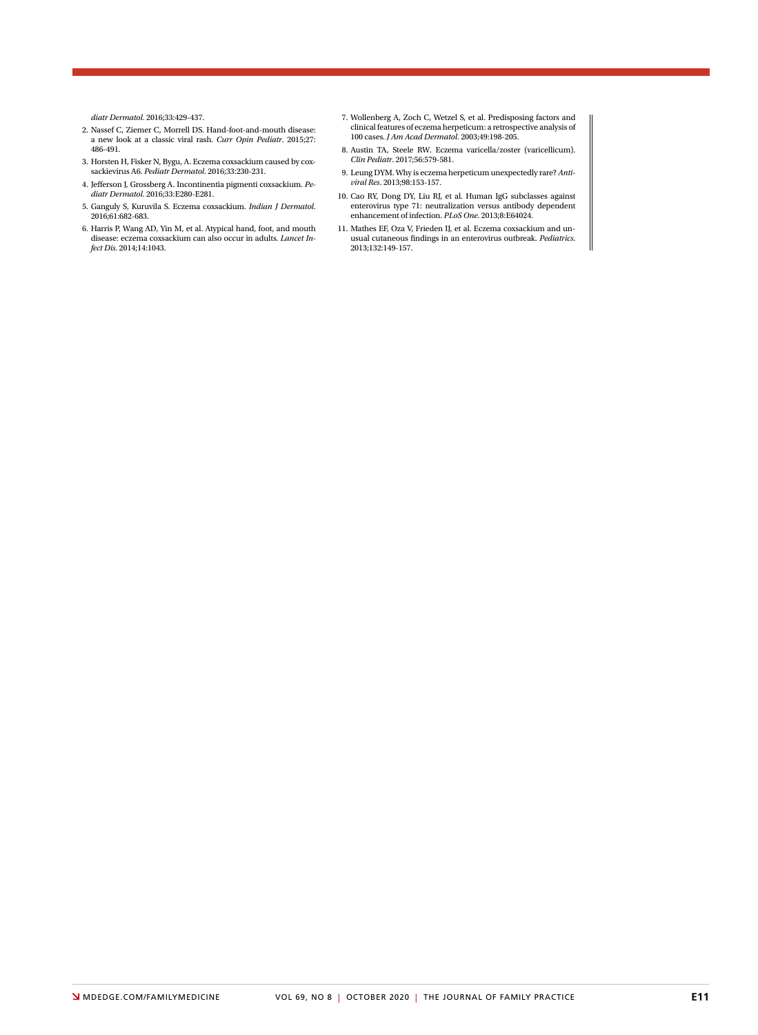*diatr Dermatol*. 2016;33:429-437.

2. Nassef C, Ziemer C, Morrell DS. Hand-foot-and-mouth disease: a new look at a classic viral rash. *Curr Opin Pediatr*. 2015;27: 486-491.
3. Horsten H, Fisker N, Bygu, A. Eczema coxsackium caused by coxsackievirus A6. *Pediatr Dermatol*. 2016;33:230-231.
4. Jefferson J, Grossberg A. Incontinentia pigmenti coxsackium. *Pediatr Dermatol*. 2016;33:E280-E281.
5. Ganguly S, Kuruvila S. Eczema coxsackium. *Indian J Dermatol*. 2016;61:682-683.
6. Harris P, Wang AD, Yin M, et al. Atypical hand, foot, and mouth disease: eczema coxsackium can also occur in adults. *Lancet Infect Dis*. 2014;14:1043.
7. Wollenberg A, Zoch C, Wetzel S, et al. Predisposing factors and clinical features of eczema herpeticum: a retrospective analysis of 100 cases. *J Am Acad Dermatol*. 2003;49:198-205.
8. Austin TA, Steele RW. Eczema varicella/zoster (varicellicum). *Clin Pediatr*. 2017;56:579-581.
9. Leung DYM. Why is eczema herpeticum unexpectedly rare? *Antiviral Res*. 2013;98:153-157.
10. Cao RY, Dong DY, Liu RJ, et al. Human IgG subclasses against enterovirus type 71: neutralization versus antibody dependent enhancement of infection. *PLoS One*. 2013;8:E64024.
11. Mathes EF, Oza V, Frieden IJ, et al. Eczema coxsackium and unusual cutaneous findings in an enterovirus outbreak. *Pediatrics*. 2013;132:149-157.